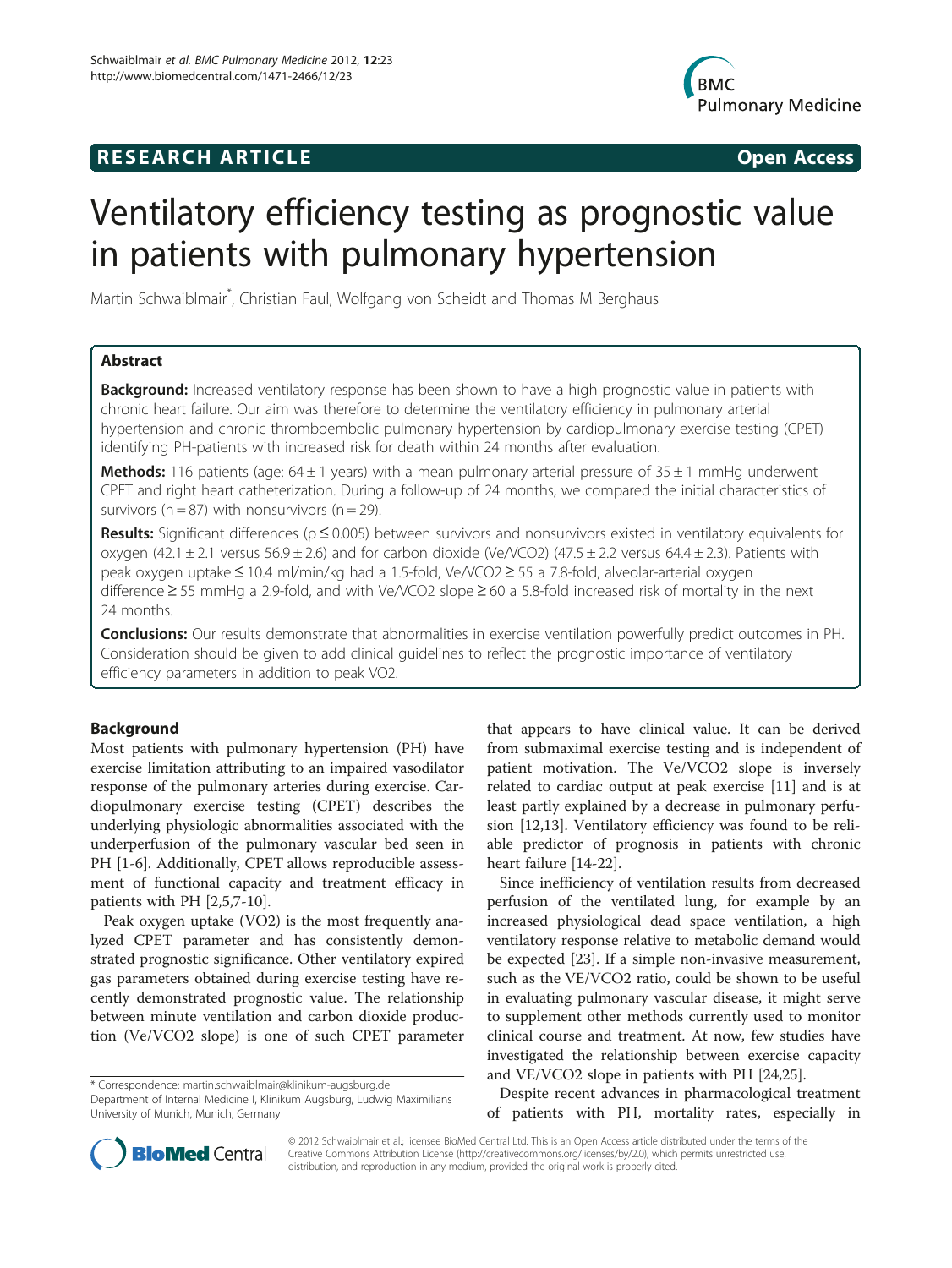**RESEARCH ARTICLE** **Open Access**

# Ventilatory efficiency testing as prognostic value in patients with pulmonary hypertension

Martin Schwaiblmair*, Christian Faul, Wolfgang von Scheidt and Thomas M Berghaus

## Abstract

**Background:** Increased ventilatory response has been shown to have a high prognostic value in patients with chronic heart failure. Our aim was therefore to determine the ventilatory efficiency in pulmonary arterial hypertension and chronic thromboembolic pulmonary hypertension by cardiopulmonary exercise testing (CPET) identifying PH-patients with increased risk for death within 24 months after evaluation.

**Methods:** 116 patients (age: 64 ± 1 years) with a mean pulmonary arterial pressure of 35 ± 1 mmHg underwent CPET and right heart catheterization. During a follow-up of 24 months, we compared the initial characteristics of survivors (n = 87) with nonsurvivors (n = 29).

**Results:** Significant differences ($p \leq 0.005$) between survivors and nonsurvivors existed in ventilatory equivalents for oxygen (42.1 ± 2.1 versus 56.9 ± 2.6) and for carbon dioxide (Ve/VCO2) (47.5 ± 2.2 versus 64.4 ± 2.3). Patients with peak oxygen uptake ≤ 10.4 ml/min/kg had a 1.5-fold, Ve/VCO2 ≥ 55 a 7.8-fold, alveolar-arterial oxygen difference ≥ 55 mmHg a 2.9-fold, and with Ve/VCO2 slope ≥ 60 a 5.8-fold increased risk of mortality in the next 24 months.

**Conclusions:** Our results demonstrate that abnormalities in exercise ventilation powerfully predict outcomes in PH. Consideration should be given to add clinical guidelines to reflect the prognostic importance of ventilatory efficiency parameters in addition to peak VO2.

## Background

Most patients with pulmonary hypertension (PH) have exercise limitation attributing to an impaired vasodilator response of the pulmonary arteries during exercise. Cardiopulmonary exercise testing (CPET) describes the underlying physiologic abnormalities associated with the underperfusion of the pulmonary vascular bed seen in PH [1-6]. Additionally, CPET allows reproducible assessment of functional capacity and treatment efficacy in patients with PH [2,5,7-10].

Peak oxygen uptake (VO2) is the most frequently analyzed CPET parameter and has consistently demonstrated prognostic significance. Other ventilatory expired gas parameters obtained during exercise testing have recently demonstrated prognostic value. The relationship between minute ventilation and carbon dioxide production (Ve/VCO2 slope) is one of such CPET parameter that appears to have clinical value. It can be derived from submaximal exercise testing and is independent of patient motivation. The Ve/VCO2 slope is inversely related to cardiac output at peak exercise [11] and is at least partly explained by a decrease in pulmonary perfusion [12,13]. Ventilatory efficiency was found to be reliable predictor of prognosis in patients with chronic heart failure [14-22].

Since inefficiency of ventilation results from decreased perfusion of the ventilated lung, for example by an increased physiological dead space ventilation, a high ventilatory response relative to metabolic demand would be expected [23]. If a simple non-invasive measurement, such as the VE/VCO2 ratio, could be shown to be useful in evaluating pulmonary vascular disease, it might serve to supplement other methods currently used to monitor clinical course and treatment. At now, few studies have investigated the relationship between exercise capacity and VE/VCO2 slope in patients with PH [24,25].

Despite recent advances in pharmacological treatment of patients with PH, mortality rates, especially in

\* Correspondence: martin.schwaiblmair@klinikum-augsburg.de
Department of Internal Medicine I, Klinikum Augsburg, Ludwig Maximilians University of Munich, Munich, Germany

© 2012 Schwaiblmair et al.; licensee BioMed Central Ltd. This is an Open Access article distributed under the terms of the Creative Commons Attribution License (http://creativecommons.org/licenses/by/2.0), which permits unrestricted use, distribution, and reproduction in any medium, provided the original work is properly cited.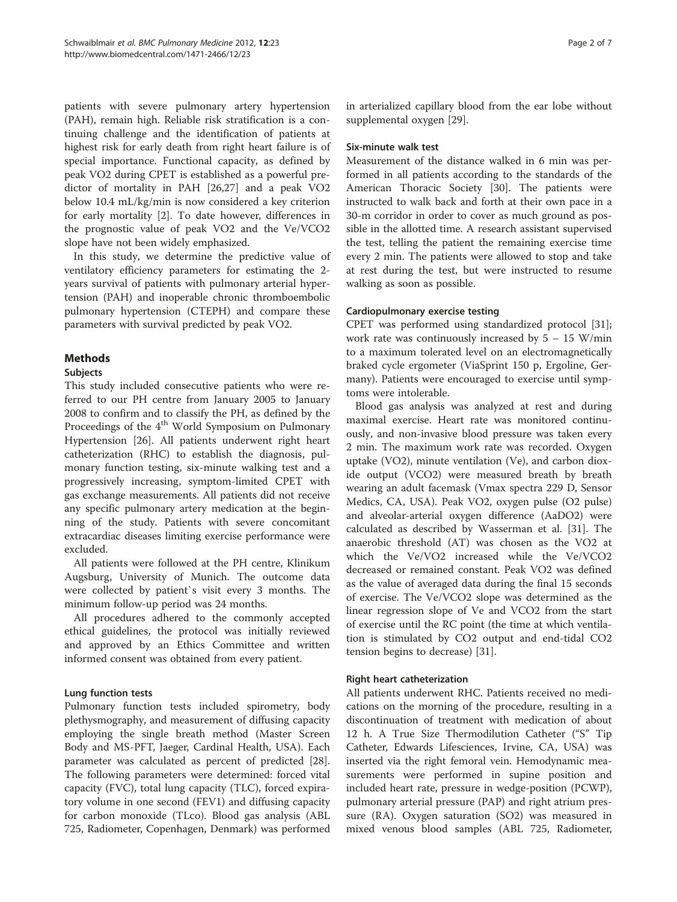patients with severe pulmonary artery hypertension (PAH), remain high. Reliable risk stratification is a continuing challenge and the identification of patients at highest risk for early death from right heart failure is of special importance. Functional capacity, as defined by peak VO2 during CPET is established as a powerful predictor of mortality in PAH [26,27] and a peak VO2 below 10.4 mL/kg/min is now considered a key criterion for early mortality [2]. To date however, differences in the prognostic value of peak VO2 and the Ve/VCO2 slope have not been widely emphasized.

In this study, we determine the predictive value of ventilatory efficiency parameters for estimating the 2-years survival of patients with pulmonary arterial hypertension (PAH) and inoperable chronic thromboembolic pulmonary hypertension (CTEPH) and compare these parameters with survival predicted by peak VO2.

## Methods

### Subjects

This study included consecutive patients who were referred to our PH centre from January 2005 to January 2008 to confirm and to classify the PH, as defined by the Proceedings of the 4[th] World Symposium on Pulmonary Hypertension [26]. All patients underwent right heart catheterization (RHC) to establish the diagnosis, pulmonary function testing, six-minute walking test and a progressively increasing, symptom-limited CPET with gas exchange measurements. All patients did not receive any specific pulmonary artery medication at the beginning of the study. Patients with severe concomitant extracardiac diseases limiting exercise performance were excluded.

All patients were followed at the PH centre, Klinikum Augsburg, University of Munich. The outcome data were collected by patient`s visit every 3 months. The minimum follow-up period was 24 months.

All procedures adhered to the commonly accepted ethical guidelines, the protocol was initially reviewed and approved by an Ethics Committee and written informed consent was obtained from every patient.

### Lung function tests

Pulmonary function tests included spirometry, body plethysmography, and measurement of diffusing capacity employing the single breath method (Master Screen Body and MS-PFT, Jaeger, Cardinal Health, USA). Each parameter was calculated as percent of predicted [28]. The following parameters were determined: forced vital capacity (FVC), total lung capacity (TLC), forced expiratory volume in one second (FEV1) and diffusing capacity for carbon monoxide (TLco). Blood gas analysis (ABL 725, Radiometer, Copenhagen, Denmark) was performed in arterialized capillary blood from the ear lobe without supplemental oxygen [29].

### Six-minute walk test

Measurement of the distance walked in 6 min was performed in all patients according to the standards of the American Thoracic Society [30]. The patients were instructed to walk back and forth at their own pace in a 30-m corridor in order to cover as much ground as possible in the allotted time. A research assistant supervised the test, telling the patient the remaining exercise time every 2 min. The patients were allowed to stop and take at rest during the test, but were instructed to resume walking as soon as possible.

### Cardiopulmonary exercise testing

CPET was performed using standardized protocol [31]; work rate was continuously increased by 5 – 15 W/min to a maximum tolerated level on an electromagnetically braked cycle ergometer (ViaSprint 150 p, Ergoline, Germany). Patients were encouraged to exercise until symptoms were intolerable.

Blood gas analysis was analyzed at rest and during maximal exercise. Heart rate was monitored continuously, and non-invasive blood pressure was taken every 2 min. The maximum work rate was recorded. Oxygen uptake (VO2), minute ventilation (Ve), and carbon dioxide output (VCO2) were measured breath by breath wearing an adult facemask (Vmax spectra 229 D, Sensor Medics, CA, USA). Peak VO2, oxygen pulse (O2 pulse) and alveolar-arterial oxygen difference (AaDO2) were calculated as described by Wasserman et al. [31]. The anaerobic threshold (AT) was chosen as the VO2 at which the Ve/VO2 increased while the Ve/VCO2 decreased or remained constant. Peak VO2 was defined as the value of averaged data during the final 15 seconds of exercise. The Ve/VCO2 slope was determined as the linear regression slope of Ve and VCO2 from the start of exercise until the RC point (the time at which ventilation is stimulated by CO2 output and end-tidal CO2 tension begins to decrease) [31].

### Right heart catheterization

All patients underwent RHC. Patients received no medications on the morning of the procedure, resulting in a discontinuation of treatment with medication of about 12 h. A True Size Thermodilution Catheter ("S" Tip Catheter, Edwards Lifesciences, Irvine, CA, USA) was inserted via the right femoral vein. Hemodynamic measurements were performed in supine position and included heart rate, pressure in wedge-position (PCWP), pulmonary arterial pressure (PAP) and right atrium pressure (RA). Oxygen saturation (SO2) was measured in mixed venous blood samples (ABL 725, Radiometer,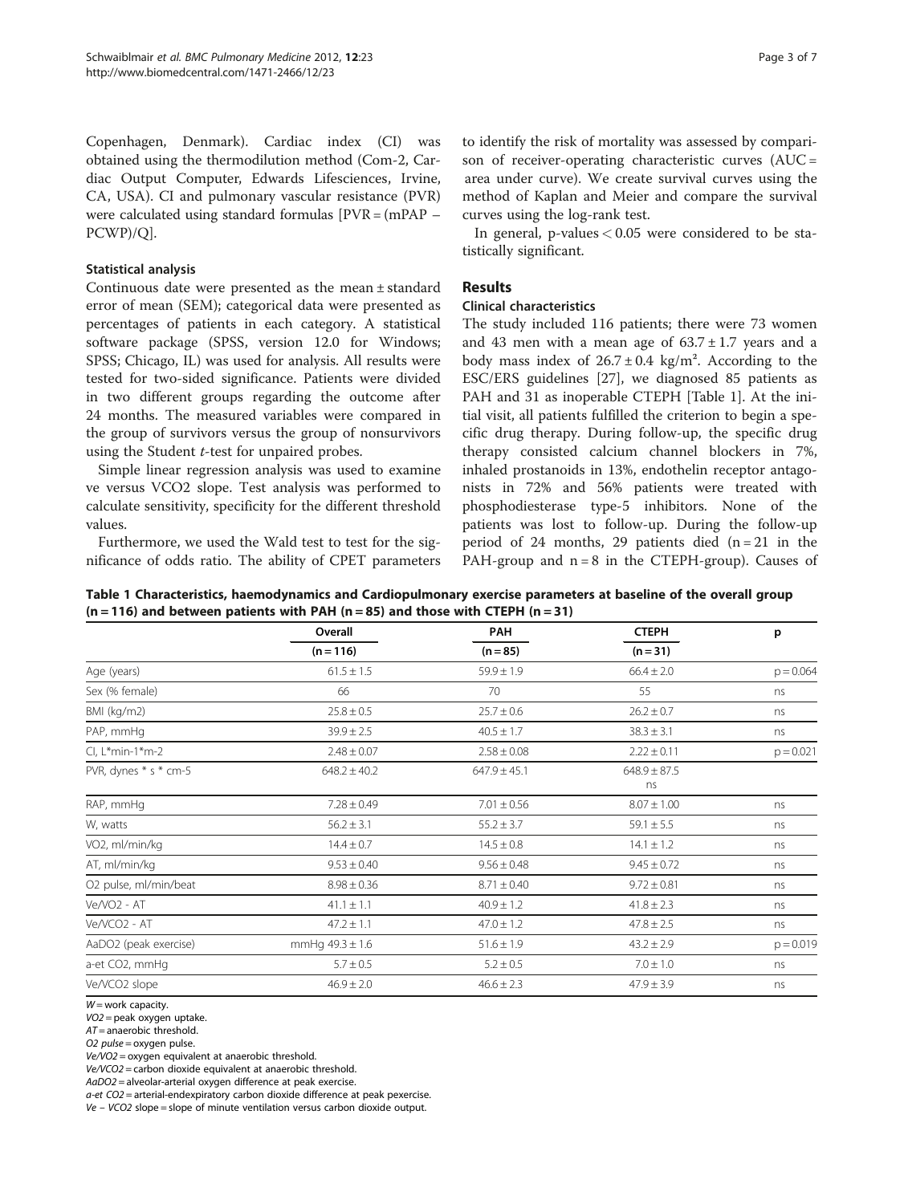Copenhagen, Denmark). Cardiac index (CI) was obtained using the thermodilution method (Com-2, Cardiac Output Computer, Edwards Lifesciences, Irvine, CA, USA). CI and pulmonary vascular resistance (PVR) were calculated using standard formulas [PVR = (mPAP – PCWP)/Q].

### Statistical analysis

Continuous date were presented as the mean ± standard error of mean (SEM); categorical data were presented as percentages of patients in each category. A statistical software package (SPSS, version 12.0 for Windows; SPSS; Chicago, IL) was used for analysis. All results were tested for two-sided significance. Patients were divided in two different groups regarding the outcome after 24 months. The measured variables were compared in the group of survivors versus the group of nonsurvivors using the Student *t*-test for unpaired probes.

Simple linear regression analysis was used to examine ve versus VCO2 slope. Test analysis was performed to calculate sensitivity, specificity for the different threshold values.

Furthermore, we used the Wald test to test for the significance of odds ratio. The ability of CPET parameters to identify the risk of mortality was assessed by comparison of receiver-operating characteristic curves (AUC = area under curve). We create survival curves using the method of Kaplan and Meier and compare the survival curves using the log-rank test.

In general, p-values < 0.05 were considered to be statistically significant.

## Results

### Clinical characteristics

The study included 116 patients; there were 73 women and 43 men with a mean age of 63.7 ± 1.7 years and a body mass index of 26.7 ± 0.4 kg/m². According to the ESC/ERS guidelines [27], we diagnosed 85 patients as PAH and 31 as inoperable CTEPH [Table 1]. At the initial visit, all patients fulfilled the criterion to begin a specific drug therapy. During follow-up, the specific drug therapy consisted calcium channel blockers in 7%, inhaled prostanoids in 13%, endothelin receptor antagonists in 72% and 56% patients were treated with phosphodiesterase type-5 inhibitors. None of the patients was lost to follow-up. During the follow-up period of 24 months, 29 patients died (n = 21 in the PAH-group and n = 8 in the CTEPH-group). Causes of

**Table 1 Characteristics, haemodynamics and Cardiopulmonary exercise parameters at baseline of the overall group (n = 116) and between patients with PAH (n = 85) and those with CTEPH (n = 31)**

| | Overall | PAH | CTEPH | p |
|---|---|---|---|---|
| | (n = 116) | (n = 85) | (n = 31) | |
| Age (years) | 61.5 ± 1.5 | 59.9 ± 1.9 | 66.4 ± 2.0 | p = 0.064 |
| Sex (% female) | 66 | 70 | 55 | ns |
| BMI (kg/m2) | 25.8 ± 0.5 | 25.7 ± 0.6 | 26.2 ± 0.7 | ns |
| PAP, mmHg | 39.9 ± 2.5 | 40.5 ± 1.7 | 38.3 ± 3.1 | ns |
| CI, L*min-1*m-2 | 2.48 ± 0.07 | 2.58 ± 0.08 | 2.22 ± 0.11 | p = 0.021 |
| PVR, dynes * s * cm-5 | 648.2 ± 40.2 | 647.9 ± 45.1 | 648.9 ± 87.5 ns | |
| RAP, mmHg | 7.28 ± 0.49 | 7.01 ± 0.56 | 8.07 ± 1.00 | ns |
| W, watts | 56.2 ± 3.1 | 55.2 ± 3.7 | 59.1 ± 5.5 | ns |
| VO2, ml/min/kg | 14.4 ± 0.7 | 14.5 ± 0.8 | 14.1 ± 1.2 | ns |
| AT, ml/min/kg | 9.53 ± 0.40 | 9.56 ± 0.48 | 9.45 ± 0.72 | ns |
| O2 pulse, ml/min/beat | 8.98 ± 0.36 | 8.71 ± 0.40 | 9.72 ± 0.81 | ns |
| Ve/VO2 - AT | 41.1 ± 1.1 | 40.9 ± 1.2 | 41.8 ± 2.3 | ns |
| Ve/VCO2 - AT | 47.2 ± 1.1 | 47.0 ± 1.2 | 47.8 ± 2.5 | ns |
| AaDO2 (peak exercise) | mmHg 49.3 ± 1.6 | 51.6 ± 1.9 | 43.2 ± 2.9 | p = 0.019 |
| a-et CO2, mmHg | 5.7 ± 0.5 | 5.2 ± 0.5 | 7.0 ± 1.0 | ns |
| Ve/VCO2 slope | 46.9 ± 2.0 | 46.6 ± 2.3 | 47.9 ± 3.9 | ns |

*W* = work capacity.
*VO2* = peak oxygen uptake.
*AT* = anaerobic threshold.
*O2 pulse* = oxygen pulse.
*Ve/VO2* = oxygen equivalent at anaerobic threshold.
*Ve/VCO2* = carbon dioxide equivalent at anaerobic threshold.
*AaDO2* = alveolar-arterial oxygen difference at peak exercise.
*a-et CO2* = arterial-endexpiratory carbon dioxide difference at peak pexercise.
*Ve – VCO2* slope = slope of minute ventilation versus carbon dioxide output.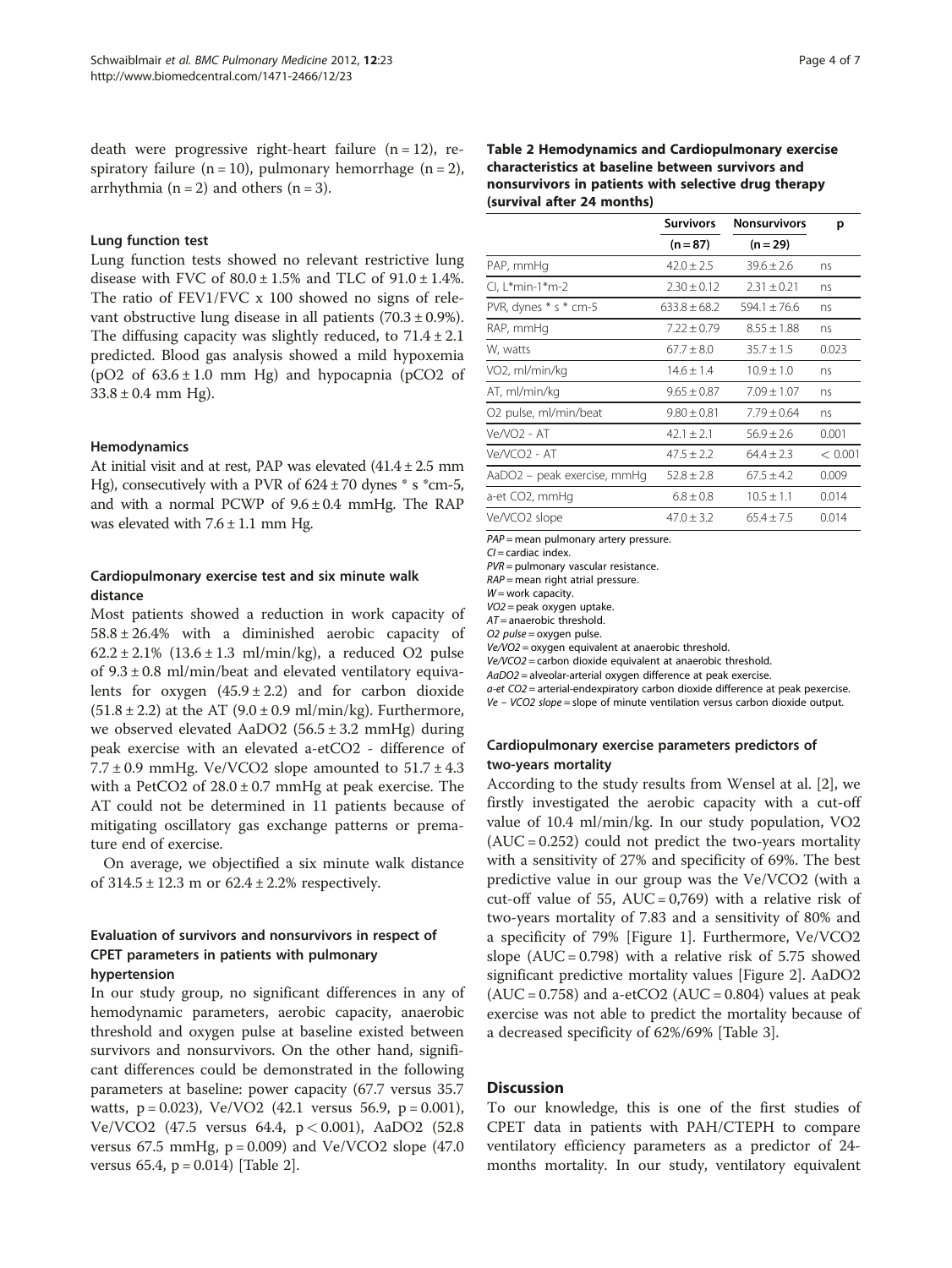death were progressive right-heart failure (n = 12), respiratory failure (n = 10), pulmonary hemorrhage (n = 2), arrhythmia (n = 2) and others (n = 3).

### Lung function test

Lung function tests showed no relevant restrictive lung disease with FVC of 80.0 ± 1.5% and TLC of 91.0 ± 1.4%. The ratio of FEV1/FVC x 100 showed no signs of relevant obstructive lung disease in all patients (70.3 ± 0.9%). The diffusing capacity was slightly reduced, to 71.4 ± 2.1 predicted. Blood gas analysis showed a mild hypoxemia (pO2 of 63.6 ± 1.0 mm Hg) and hypocapnia (pCO2 of 33.8 ± 0.4 mm Hg).

### Hemodynamics

At initial visit and at rest, PAP was elevated (41.4 ± 2.5 mm Hg), consecutively with a PVR of 624 ± 70 dynes * s *cm-5, and with a normal PCWP of 9.6 ± 0.4 mmHg. The RAP was elevated with 7.6 ± 1.1 mm Hg.

### Cardiopulmonary exercise test and six minute walk distance

Most patients showed a reduction in work capacity of 58.8 ± 26.4% with a diminished aerobic capacity of 62.2 ± 2.1% (13.6 ± 1.3 ml/min/kg), a reduced O2 pulse of 9.3 ± 0.8 ml/min/beat and elevated ventilatory equivalents for oxygen (45.9 ± 2.2) and for carbon dioxide (51.8 ± 2.2) at the AT (9.0 ± 0.9 ml/min/kg). Furthermore, we observed elevated AaDO2 (56.5 ± 3.2 mmHg) during peak exercise with an elevated a-etCO2 - difference of 7.7 ± 0.9 mmHg. Ve/VCO2 slope amounted to 51.7 ± 4.3 with a PetCO2 of 28.0 ± 0.7 mmHg at peak exercise. The AT could not be determined in 11 patients because of mitigating oscillatory gas exchange patterns or premature end of exercise.

On average, we objectified a six minute walk distance of 314.5 ± 12.3 m or 62.4 ± 2.2% respectively.

### Evaluation of survivors and nonsurvivors in respect of CPET parameters in patients with pulmonary hypertension

In our study group, no significant differences in any of hemodynamic parameters, aerobic capacity, anaerobic threshold and oxygen pulse at baseline existed between survivors and nonsurvivors. On the other hand, significant differences could be demonstrated in the following parameters at baseline: power capacity (67.7 versus 35.7 watts, p = 0.023), Ve/VO2 (42.1 versus 56.9, p = 0.001), Ve/VCO2 (47.5 versus 64.4, p < 0.001), AaDO2 (52.8 versus 67.5 mmHg, p = 0.009) and Ve/VCO2 slope (47.0 versus 65.4, p = 0.014) [Table 2].

**Table 2 Hemodynamics and Cardiopulmonary exercise characteristics at baseline between survivors and nonsurvivors in patients with selective drug therapy (survival after 24 months)**

| | Survivors (n = 87) | Nonsurvivors (n = 29) | p |
|---|---|---|---|
| PAP, mmHg | 42.0 ± 2.5 | 39.6 ± 2.6 | ns |
| CI, L*min-1*m-2 | 2.30 ± 0.12 | 2.31 ± 0.21 | ns |
| PVR, dynes * s * cm-5 | 633.8 ± 68.2 | 594.1 ± 76.6 | ns |
| RAP, mmHg | 7.22 ± 0.79 | 8.55 ± 1.88 | ns |
| W, watts | 67.7 ± 8.0 | 35.7 ± 1.5 | 0.023 |
| VO2, ml/min/kg | 14.6 ± 1.4 | 10.9 ± 1.0 | ns |
| AT, ml/min/kg | 9.65 ± 0.87 | 7.09 ± 1.07 | ns |
| O2 pulse, ml/min/beat | 9.80 ± 0.81 | 7.79 ± 0.64 | ns |
| Ve/VO2 - AT | 42.1 ± 2.1 | 56.9 ± 2.6 | 0.001 |
| Ve/VCO2 - AT | 47.5 ± 2.2 | 64.4 ± 2.3 | < 0.001 |
| AaDO2 – peak exercise, mmHg | 52.8 ± 2.8 | 67.5 ± 4.2 | 0.009 |
| a-et CO2, mmHg | 6.8 ± 0.8 | 10.5 ± 1.1 | 0.014 |
| Ve/VCO2 slope | 47.0 ± 3.2 | 65.4 ± 7.5 | 0.014 |

*PAP* = mean pulmonary artery pressure.
*CI* = cardiac index.
*PVR* = pulmonary vascular resistance.
*RAP* = mean right atrial pressure.
*W* = work capacity.
*VO2* = peak oxygen uptake.
*AT* = anaerobic threshold.
*O2 pulse* = oxygen pulse.
*Ve/VO2* = oxygen equivalent at anaerobic threshold.
*Ve/VCO2* = carbon dioxide equivalent at anaerobic threshold.
*AaDO2* = alveolar-arterial oxygen difference at peak exercise.
*a-et CO2* = arterial-endexpiratory carbon dioxide difference at peak pexercise.
*Ve – VCO2 slope* = slope of minute ventilation versus carbon dioxide output.

### Cardiopulmonary exercise parameters predictors of two-years mortality

According to the study results from Wensel at al. [2], we firstly investigated the aerobic capacity with a cut-off value of 10.4 ml/min/kg. In our study population, VO2 (AUC = 0.252) could not predict the two-years mortality with a sensitivity of 27% and specificity of 69%. The best predictive value in our group was the Ve/VCO2 (with a cut-off value of 55, AUC = 0,769) with a relative risk of two-years mortality of 7.83 and a sensitivity of 80% and a specificity of 79% [Figure 1]. Furthermore, Ve/VCO2 slope (AUC = 0.798) with a relative risk of 5.75 showed significant predictive mortality values [Figure 2]. AaDO2 (AUC = 0.758) and a-etCO2 (AUC = 0.804) values at peak exercise was not able to predict the mortality because of a decreased specificity of 62%/69% [Table 3].

## Discussion

To our knowledge, this is one of the first studies of CPET data in patients with PAH/CTEPH to compare ventilatory efficiency parameters as a predictor of 24-months mortality. In our study, ventilatory equivalent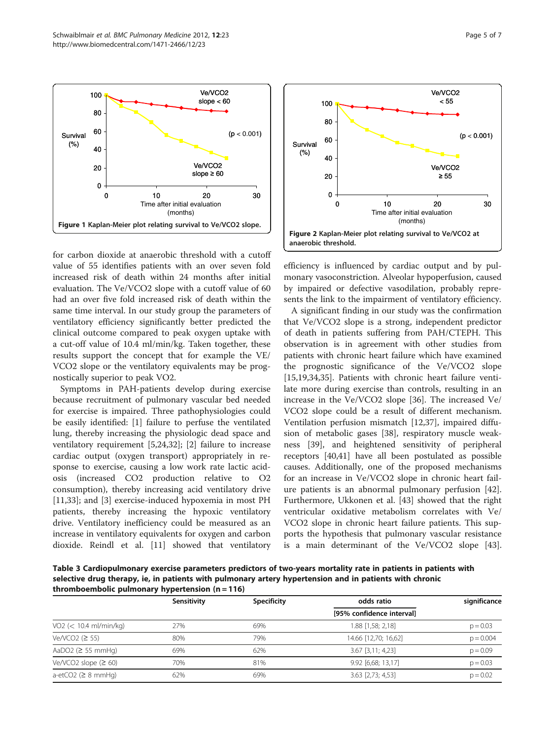Figure 1 Kaplan-Meier plot relating survival to Ve/VCO2 slope.

Figure 2 Kaplan-Meier plot relating survival to Ve/VCO2 at anaerobic threshold.

for carbon dioxide at anaerobic threshold with a cutoff value of 55 identifies patients with an over seven fold increased risk of death within 24 months after initial evaluation. The Ve/VCO2 slope with a cutoff value of 60 had an over five fold increased risk of death within the same time interval. In our study group the parameters of ventilatory efficiency significantly better predicted the clinical outcome compared to peak oxygen uptake with a cut-off value of 10.4 ml/min/kg. Taken together, these results support the concept that for example the VE/VCO2 slope or the ventilatory equivalents may be prognostically superior to peak VO2.

Symptoms in PAH-patients develop during exercise because recruitment of pulmonary vascular bed needed for exercise is impaired. Three pathophysiologies could be easily identified: [1] failure to perfuse the ventilated lung, thereby increasing the physiologic dead space and ventilatory requirement [5,24,32]; [2] failure to increase cardiac output (oxygen transport) appropriately in response to exercise, causing a low work rate lactic acidosis (increased CO2 production relative to O2 consumption), thereby increasing acid ventilatory drive [11,33]; and [3] exercise-induced hypoxemia in most PH patients, thereby increasing the hypoxic ventilatory drive. Ventilatory inefficiency could be measured as an increase in ventilatory equivalents for oxygen and carbon dioxide. Reindl et al. [11] showed that ventilatory efficiency is influenced by cardiac output and by pulmonary vasoconstriction. Alveolar hypoperfusion, caused by impaired or defective vasodilation, probably represents the link to the impairment of ventilatory efficiency.

A significant finding in our study was the confirmation that Ve/VCO2 slope is a strong, independent predictor of death in patients suffering from PAH/CTEPH. This observation is in agreement with other studies from patients with chronic heart failure which have examined the prognostic significance of the Ve/VCO2 slope [15,19,34,35]. Patients with chronic heart failure ventilate more during exercise than controls, resulting in an increase in the Ve/VCO2 slope [36]. The increased Ve/VCO2 slope could be a result of different mechanism. Ventilation perfusion mismatch [12,37], impaired diffusion of metabolic gases [38], respiratory muscle weakness [39], and heightened sensitivity of peripheral receptors [40,41] have all been postulated as possible causes. Additionally, one of the proposed mechanisms for an increase in Ve/VCO2 slope in chronic heart failure patients is an abnormal pulmonary perfusion [42]. Furthermore, Ukkonen et al. [43] showed that the right ventricular oxidative metabolism correlates with Ve/VCO2 slope in chronic heart failure patients. This supports the hypothesis that pulmonary vascular resistance is a main determinant of the Ve/VCO2 slope [43].

**Table 3 Cardiopulmonary exercise parameters predictors of two-years mortality rate in patients in patients with selective drug therapy, ie, in patients with pulmonary artery hypertension and in patients with chronic thromboembolic pulmonary hypertension (n = 116)**

| | Sensitivity | Specificity | odds ratio [95% confidence interval] | significance |
|---|---|---|---|---|
| VO2 (< 10.4 ml/min/kg) | 27% | 69% | 1.88 [1,58; 2,18] | p = 0.03 |
| Ve/VCO2 (≥ 55) | 80% | 79% | 14.66 [12,70; 16,62] | p = 0.004 |
| AaDO2 (≥ 55 mmHg) | 69% | 62% | 3.67 [3,11; 4,23] | p = 0.09 |
| Ve/VCO2 slope (≥ 60) | 70% | 81% | 9.92 [6,68; 13,17] | p = 0.03 |
| a-etCO2 (≥ 8 mmHg) | 62% | 69% | 3.63 [2,73; 4,53] | p = 0.02 |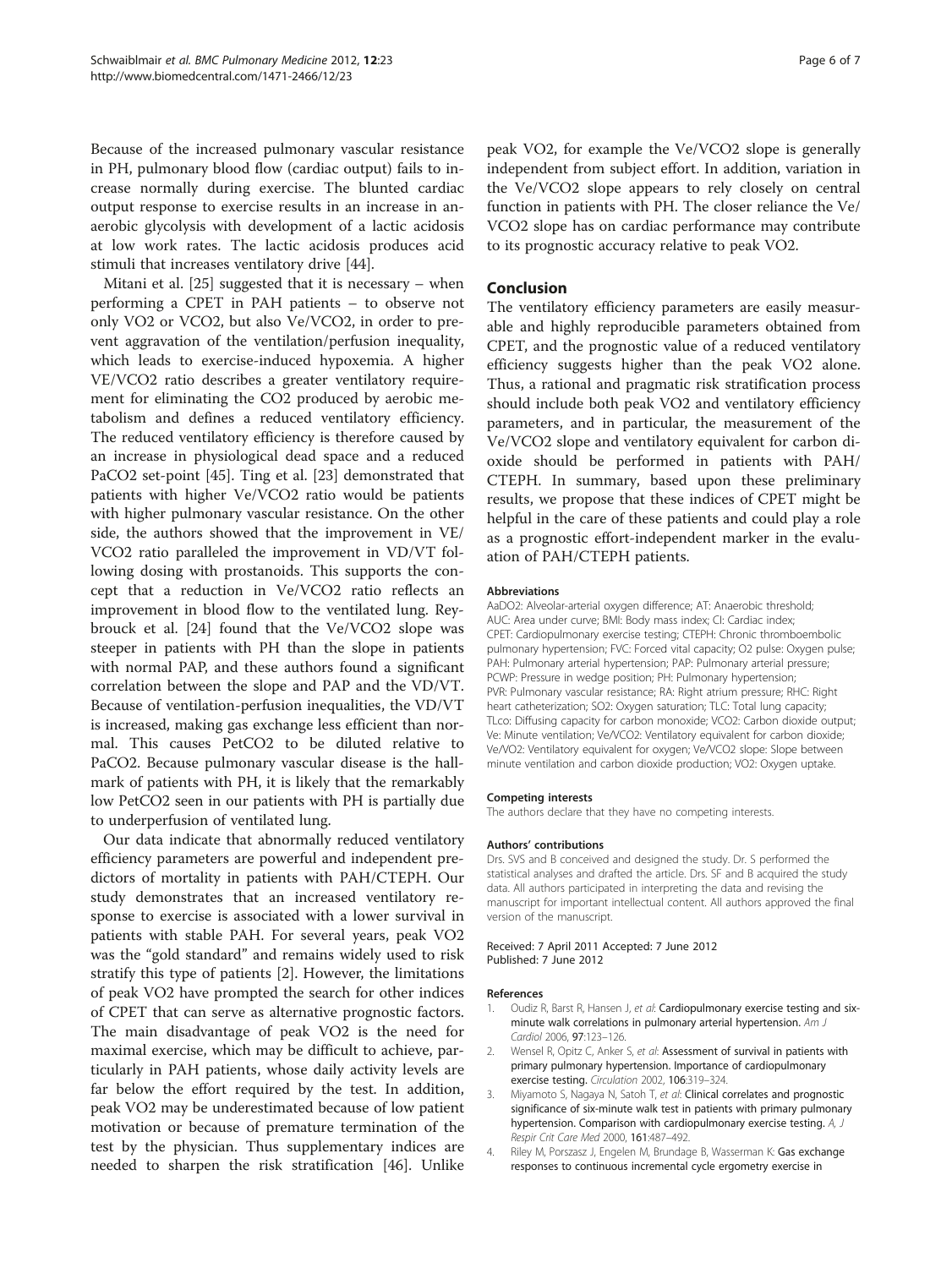Because of the increased pulmonary vascular resistance in PH, pulmonary blood flow (cardiac output) fails to increase normally during exercise. The blunted cardiac output response to exercise results in an increase in anaerobic glycolysis with development of a lactic acidosis at low work rates. The lactic acidosis produces acid stimuli that increases ventilatory drive [44].

Mitani et al. [25] suggested that it is necessary – when performing a CPET in PAH patients – to observe not only VO2 or VCO2, but also Ve/VCO2, in order to prevent aggravation of the ventilation/perfusion inequality, which leads to exercise-induced hypoxemia. A higher VE/VCO2 ratio describes a greater ventilatory requirement for eliminating the CO2 produced by aerobic metabolism and defines a reduced ventilatory efficiency. The reduced ventilatory efficiency is therefore caused by an increase in physiological dead space and a reduced PaCO2 set-point [45]. Ting et al. [23] demonstrated that patients with higher Ve/VCO2 ratio would be patients with higher pulmonary vascular resistance. On the other side, the authors showed that the improvement in VE/VCO2 ratio paralleled the improvement in VD/VT following dosing with prostanoids. This supports the concept that a reduction in Ve/VCO2 ratio reflects an improvement in blood flow to the ventilated lung. Reybrouck et al. [24] found that the Ve/VCO2 slope was steeper in patients with PH than the slope in patients with normal PAP, and these authors found a significant correlation between the slope and PAP and the VD/VT. Because of ventilation-perfusion inequalities, the VD/VT is increased, making gas exchange less efficient than normal. This causes PetCO2 to be diluted relative to PaCO2. Because pulmonary vascular disease is the hallmark of patients with PH, it is likely that the remarkably low PetCO2 seen in our patients with PH is partially due to underperfusion of ventilated lung.

Our data indicate that abnormally reduced ventilatory efficiency parameters are powerful and independent predictors of mortality in patients with PAH/CTEPH. Our study demonstrates that an increased ventilatory response to exercise is associated with a lower survival in patients with stable PAH. For several years, peak VO2 was the "gold standard" and remains widely used to risk stratify this type of patients [2]. However, the limitations of peak VO2 have prompted the search for other indices of CPET that can serve as alternative prognostic factors. The main disadvantage of peak VO2 is the need for maximal exercise, which may be difficult to achieve, particularly in PAH patients, whose daily activity levels are far below the effort required by the test. In addition, peak VO2 may be underestimated because of low patient motivation or because of premature termination of the test by the physician. Thus supplementary indices are needed to sharpen the risk stratification [46]. Unlike peak VO2, for example the Ve/VCO2 slope is generally independent from subject effort. In addition, variation in the Ve/VCO2 slope appears to rely closely on central function in patients with PH. The closer reliance the Ve/VCO2 slope has on cardiac performance may contribute to its prognostic accuracy relative to peak VO2.

## Conclusion

The ventilatory efficiency parameters are easily measurable and highly reproducible parameters obtained from CPET, and the prognostic value of a reduced ventilatory efficiency suggests higher than the peak VO2 alone. Thus, a rational and pragmatic risk stratification process should include both peak VO2 and ventilatory efficiency parameters, and in particular, the measurement of the Ve/VCO2 slope and ventilatory equivalent for carbon dioxide should be performed in patients with PAH/CTEPH. In summary, based upon these preliminary results, we propose that these indices of CPET might be helpful in the care of these patients and could play a role as a prognostic effort-independent marker in the evaluation of PAH/CTEPH patients.

#### Abbreviations

AaDO2: Alveolar-arterial oxygen difference; AT: Anaerobic threshold; AUC: Area under curve; BMI: Body mass index; CI: Cardiac index; CPET: Cardiopulmonary exercise testing; CTEPH: Chronic thromboembolic pulmonary hypertension; FVC: Forced vital capacity; O2 pulse: Oxygen pulse; PAH: Pulmonary arterial hypertension; PAP: Pulmonary arterial pressure; PCWP: Pressure in wedge position; PH: Pulmonary hypertension; PVR: Pulmonary vascular resistance; RA: Right atrium pressure; RHC: Right heart catheterization; SO2: Oxygen saturation; TLC: Total lung capacity; TLco: Diffusing capacity for carbon monoxide; VCO2: Carbon dioxide output; Ve: Minute ventilation; Ve/VCO2: Ventilatory equivalent for carbon dioxide; Ve/VO2: Ventilatory equivalent for oxygen; Ve/VCO2 slope: Slope between minute ventilation and carbon dioxide production; VO2: Oxygen uptake.

#### Competing interests

The authors declare that they have no competing interests.

#### Authors' contributions

Drs. SVS and B conceived and designed the study. Dr. S performed the statistical analyses and drafted the article. Drs. SF and B acquired the study data. All authors participated in interpreting the data and revising the manuscript for important intellectual content. All authors approved the final version of the manuscript.

Received: 7 April 2011 Accepted: 7 June 2012
Published: 7 June 2012

#### References

1. Oudiz R, Barst R, Hansen J, *et al*: **Cardiopulmonary exercise testing and six-minute walk correlations in pulmonary arterial hypertension.** *Am J Cardiol* 2006, **97**:123–126.
2. Wensel R, Opitz C, Anker S, *et al*: **Assessment of survival in patients with primary pulmonary hypertension. Importance of cardiopulmonary exercise testing.** *Circulation* 2002, **106**:319–324.
3. Miyamoto S, Nagaya N, Satoh T, *et al*: **Clinical correlates and prognostic significance of six-minute walk test in patients with primary pulmonary hypertension. Comparison with cardiopulmonary exercise testing.** *A, J Respir Crit Care Med* 2000, **161**:487–492.
4. Riley M, Porszasz J, Engelen M, Brundage B, Wasserman K: **Gas exchange responses to continuous incremental cycle ergometry exercise in**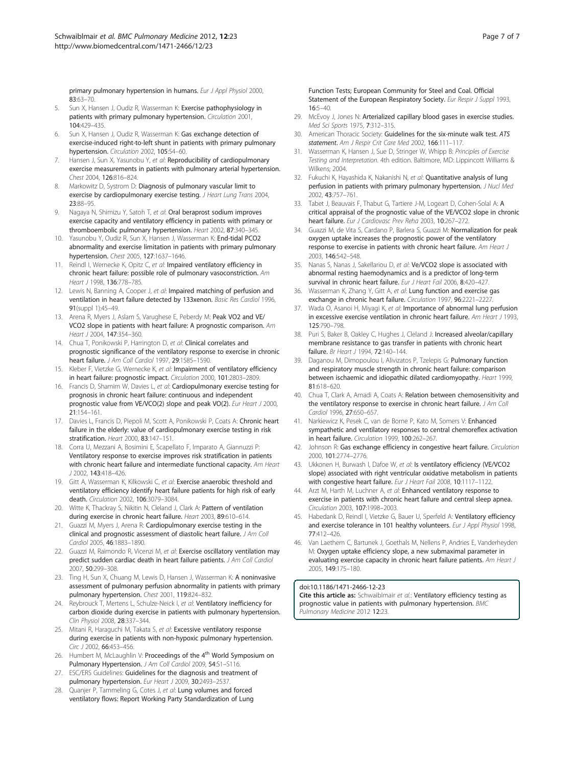primary pulmonary hypertension in humans. *Eur J Appl Physiol* 2000, **83**:63–70.

5. Sun X, Hansen J, Oudiz R, Wasserman K: **Exercise pathophysiology in patients with primary pulmonary hypertension.** *Circulation* 2001, **104**:429–435.
6. Sun X, Hansen J, Oudiz R, Wasserman K: **Gas exchange detection of exercise-induced right-to-left shunt in patients with primary pulmonary hypertension.** *Circulation* 2002, **105**:54–60.
7. Hansen J, Sun X, Yasunobu Y, *et al*: **Reproducibility of cardiopulmonary exercise measurements in patients with pulmonary arterial hypertension.** *Chest* 2004, **126**:816–824.
8. Markowitz D, Systrom D: **Diagnosis of pulmonary vascular limit to exercise by cardiopulmonary exercise testing.** *J Heart Lung Trans* 2004, **23**:88–95.
9. Nagaya N, Shimizu Y, Satoh T, *et al*: **Oral beraprost sodium improves exercise capacity and ventilatory efficiency in patients with primary or thromboembolic pulmonary hypertension.** *Heart* 2002, **87**:340–345.
10. Yasunobu Y, Oudiz R, Sun X, Hansen J, Wasserman K: **End-tidal PCO2 abnormality and exercise limitation in patients with primary pulmonary hypertension.** *Chest* 2005, **127**:1637–1646.
11. Reindl I, Wernecke K, Opitz C, *et al*: **Impaired ventilatory efficiency in chronic heart failure: possible role of pulmonary vasoconstriction.** *Am Heart J* 1998, **136**:778–785.
12. Lewis N, Banning A, Cooper J, *et al*: **Impaired matching of perfusion and ventilation in heart failure detected by 133xenon.** *Basic Res Cardiol* 1996, **91**(suppl 1):45–49.
13. Arena R, Myers J, Aslam S, Varughese E, Peberdy M: **Peak VO2 and VE/VCO2 slope in patients with heart failure: A prognostic comparison.** *Am Heart J* 2004, **147**:354–360.
14. Chua T, Ponikowski P, Harrington D, *et al*: **Clinical correlates and prognostic significance of the ventilatory response to exercise in chronic heart failure.** *J Am Coll Cardiol* 1997, **29**:1585–1590.
15. Kleber F, Vietzke G, Wernecke K, *et al*: **Impairment of ventilatory efficiency in heart failure: prognostic impact.** *Circulation* 2000, **101**:2803–2809.
16. Francis D, Shamim W, Davies L, *et al*: **Cardiopulmonary exercise testing for prognosis in chronic heart failure: continuous and independent prognostic value from VE/VCO(2) slope and peak VO(2).** *Eur Heart J* 2000, **21**:154–161.
17. Davies L, Francis D, Piepoli M, Scott A, Ponikowski P, Coats A: **Chronic heart failure in the elderly: value of cardiopulmonary exercise testing in risk stratification.** *Heart* 2000, **83**:147–151.
18. Corra U, Mezzani A, Bosimini E, Scapellato F, Imparato A, Giannuzzi P: **Ventilatory response to exercise improves risk stratification in patients with chronic heart failure and intermediate functional capacity.** *Am Heart J* 2002, **143**:418–426.
19. Gitt A, Wasserman K, Kilkowski C, *et al*: **Exercise anaerobic threshold and ventilatory efficiency identify heart failure patients for high risk of early death.** *Circulation* 2002, **106**:3079–3084.
20. Witte K, Thackray S, Nikitin N, Cleland J, Clark A: **Pattern of ventilation during exercise in chronic heart failure.** *Heart* 2003, **89**:610–614.
21. Guazzi M, Myers J, Arena R: **Cardiopulmonary exercise testing in the clinical and prognostic assessment of diastolic heart failure.** *J Am Coll Cardiol* 2005, **46**:1883–1890.
22. Guazzi M, Raimondo R, Vicenzi M, *et al*: **Exercise oscillatory ventilation may predict sudden cardiac death in heart failure patients.** *J Am Coll Cardiol* 2007, **50**:299–308.
23. Ting H, Sun X, Chuang M, Lewis D, Hansen J, Wasserman K: **A noninvasive assessment of pulmonary perfusion abnormality in patients with primary pulmonary hypertension.** *Chest* 2001, **119**:824–832.
24. Reybrouck T, Mertens L, Schulze-Neick I, *et al*: **Ventilatory inefficiency for carbon dioxide during exercise in patients with pulmonary hypertension.** *Clin Physiol* 2008, **28**:337–344.
25. Mitani R, Haraguchi M, Takata S, *et al*: **Excessive ventilatory response during exercise in patients with non-hypoxic pulmonary hypertension.** *Circ J* 2002, **66**:453–456.
26. Humbert M, McLaughlin V: **Proceedings of the 4th World Symposium on Pulmonary Hypertension.** *J Am Coll Cardiol* 2009, **54**:S1–S116.
27. ESC/ERS Guidelines: **Guidelines for the diagnosis and treatment of pulmonary hypertension.** *Eur Heart J* 2009, **30**:2493–2537.
28. Quanjer P, Tammeling G, Cotes J, *et al*: **Lung volumes and forced ventilatory flows: Report Working Party Standardization of Lung Function Tests; European Community for Steel and Coal. Official Statement of the European Respiratory Society.** *Eur Respir J Suppl* 1993, **16**:5–40.
29. McEvoy J, Jones N: **Arterialized capillary blood gases in exercise studies.** *Med Sci Sports* 1975, **7**:312–315.
30. American Thoracic Society: **Guidelines for the six-minute walk test.** ***ATS statement***. *Am J Respir Crit Care Med* 2002, **166**:111–117.
31. Wasserman K, Hansen J, Sue D, Stringer W, Whipp B: *Principles of Exercise Testing and Interpretation*. 4th edition. Baltimore, MD: Lippincott Williams & Wilkens; 2004.
32. Fukuchi K, Hayashida K, Nakanishi N, *et al*: **Quantitative analysis of lung perfusion in patients with primary pulmonary hypertension.** *J Nucl Med* 2002, **43**:757–761.
33. Tabet J, Beauvais F, Thabut G, Tartiere J-M, Logeart D, Cohen-Solal A: **A critical appraisal of the prognostic value of the VE/VCO2 slope in chronic heart failure.** *Eur J Cardiovasc Prev Reha* 2003, **10**:267–272.
34. Guazzi M, de Vita S, Cardano P, Barlera S, Guazzi M: **Normalization for peak oxygen uptake increases the prognostic power of the ventilatory response to exercise in patients with chronic heart failure.** *Am Heart J* 2003, **146**:542–548.
35. Nanas S, Nanas J, Sakellariou D, *et al*: **Ve/VCO2 slope is associated with abnormal resting haemodynamics and is a predictor of long-term survival in chronic heart failure.** *Eur J Heart Fail* 2006, **8**:420–427.
36. Wasserman K, Zhang Y, Gitt A, *et al*: **Lung function and exercise gas exchange in chronic heart failure.** *Circulation* 1997, **96**:2221–2227.
37. Wada O, Asanoi H, Miyagi K, *et al*: **Importance of abnormal lung perfusion in excessive exercise ventilation in chronic heart failure.** *Am Heart J* 1993, **125**:790–798.
38. Puri S, Baker B, Oakley C, Hughes J, Cleland J: **Increased alveolar/capillary membrane resistance to gas transfer in patients with chronic heart failure.** *Br Heart J* 1994, **72**:140–144.
39. Daganou M, Dimopoulou I, Alivizatos P, Tzelepis G: **Pulmonary function and respiratory muscle strength in chronic heart failure: comparison between ischaemic and idiopathic dilated cardiomyopathy.** *Heart* 1999, **81**:618–620.
40. Chua T, Clark A, Amadi A, Coats A: **Relation between chemosensitivity and the ventilatory response to exercise in chronic heart failure.** *J Am Coll Cardiol* 1996, **27**:650–657.
41. Narkiewicz K, Pesek C, van de Borne P, Kato M, Somers V: **Enhanced sympathetic and ventilatory responses to central chemoreflex activation in heart failure.** *Circulation* 1999, **100**:262–267.
42. Johnson R: **Gas exchange efficiency in congestive heart failure.** *Circulation* 2000, **101**:2774–2776.
43. Ukkonen H, Burwash I, Dafoe W, *et al*: **Is ventilatory efficiency (VE/VCO2 slope) associated with right ventricular oxidative metabolism in patients with congestive heart failure.** *Eur J Heart Fail* 2008, **10**:1117–1122.
44. Arzt M, Harth M, Luchner A, *et al*: **Enhanced ventilatory response to exercise in patients with chronic heart failure and central sleep apnea.** *Circulation* 2003, **107**:1998–2003.
45. Habedank D, Reindl I, Vietzke G, Bauer U, Sperfeld A: **Ventilatory efficiency and exercise tolerance in 101 healthy volunteers.** *Eur J Appl Physiol* 1998, **77**:412–426.
46. Van Laethem C, Bartunek J, Goethals M, Nellens P, Andries E, Vanderheyden M: **Oxygen uptake efficiency slope, a new submaximal parameter in evaluating exercise capacity in chronic heart failure patients.** *Am Heart J* 2005, **149**:175–180.

doi:10.1186/1471-2466-12-23

**Cite this article as:** Schwaiblmair *et al.*: Ventilatory efficiency testing as prognostic value in patients with pulmonary hypertension. *BMC Pulmonary Medicine* 2012 **12**:23.